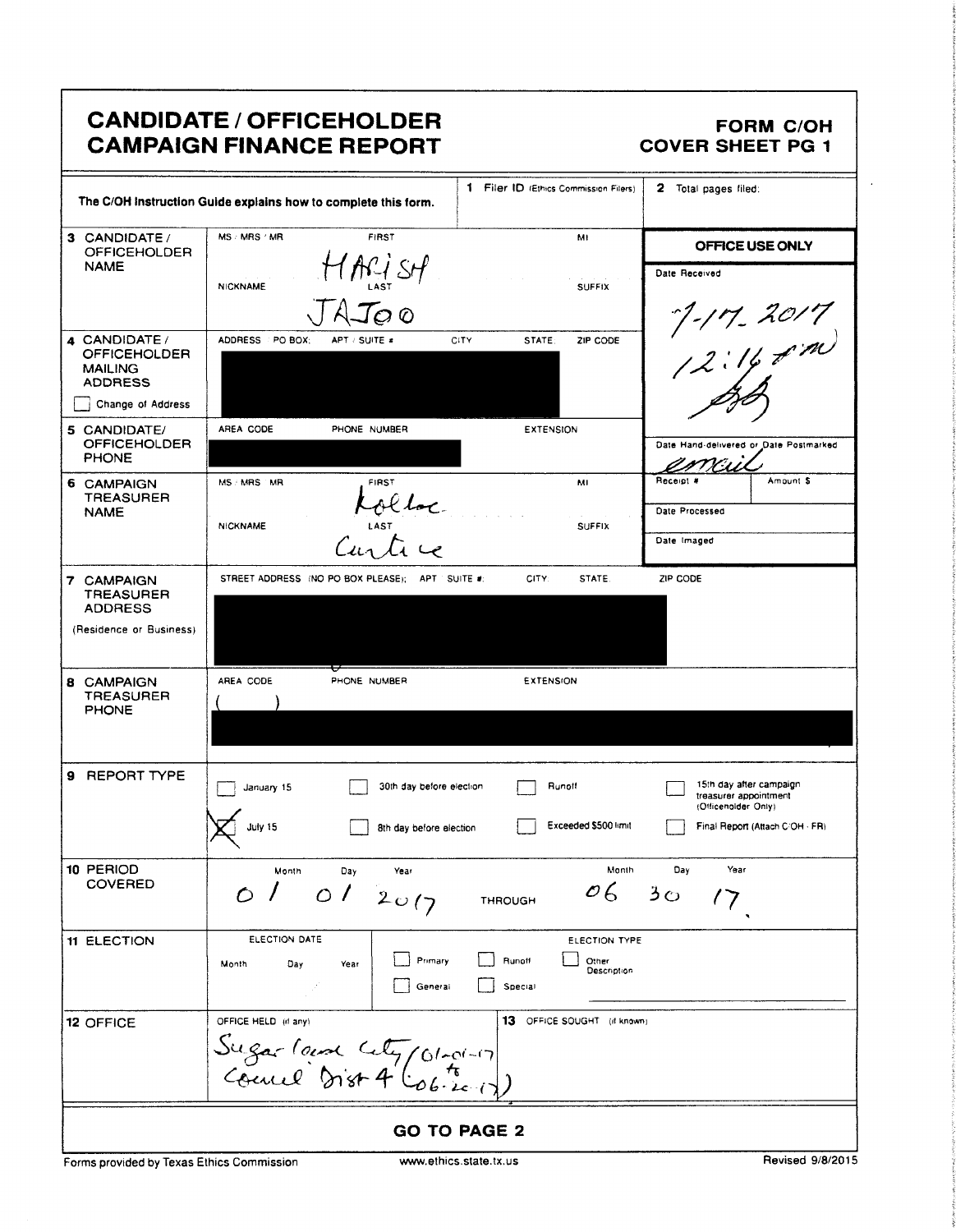# CANDIDATE / OFFICEHOLDER CAMPAIGN FINANCE REPORT

**FORM C/OH**
**COVER SHEET PG 1**

The C/OH Instruction Guide explains how to complete this form.

**1** Filer ID (Ethics Commission Filers)

**2** Total pages filed:

| Field | Information | |
|---|---|---|
| **3 CANDIDATE / OFFICEHOLDER NAME** | MS / MRS / MR — FIRST: HARISH — MI: — NICKNAME: — LAST: JAJOO — SUFFIX: | **OFFICE USE ONLY** Date Received: 7-17-2017 12:16 pm |
| **4 CANDIDATE / OFFICEHOLDER MAILING ADDRESS** ☐ Change of Address | ADDRESS / PO BOX; APT / SUITE #; CITY; STATE; ZIP CODE: [redacted] | |
| **5 CANDIDATE/ OFFICEHOLDER PHONE** | AREA CODE / PHONE NUMBER / EXTENSION: [redacted] | Date Hand-delivered or Date Postmarked: email |
| **6 CAMPAIGN TREASURER NAME** | MS / MRS / MR — FIRST: Kollac — MI: — NICKNAME: — LAST: Curtice — SUFFIX: | Receipt # / Amount $ / Date Processed / Date Imaged |
| **7 CAMPAIGN TREASURER ADDRESS** (Residence or Business) | STREET ADDRESS (NO PO BOX PLEASE); APT / SUITE #; CITY; STATE; ZIP CODE: [redacted] | |
| **8 CAMPAIGN TREASURER PHONE** | AREA CODE / PHONE NUMBER / EXTENSION: ( ) [redacted] | |

**9 REPORT TYPE**

- ☐ January 15
- ☒ July 15
- ☐ 30th day before election
- ☐ 8th day before election
- ☐ Runoff
- ☐ Exceeded $500 limit
- ☐ 15th day after campaign treasurer appointment (Officeholder Only)
- ☐ Final Report (Attach C/OH - FR)

**10 PERIOD COVERED**

Month / Day / Year: 01 / 01 / 2017 THROUGH Month / Day / Year: 06 30 17

**11 ELECTION**

ELECTION DATE: Month Day Year

ELECTION TYPE: ☐ Primary ☐ Runoff ☐ Other Description ☐ General ☐ Special

**12 OFFICE**

OFFICE HELD (if any): Sugar Land City Council Dist 4 (01-01-17 to 06-20-17)

**13** OFFICE SOUGHT (if known):

**GO TO PAGE 2**

Forms provided by Texas Ethics Commission — www.ethics.state.tx.us — Revised 9/8/2015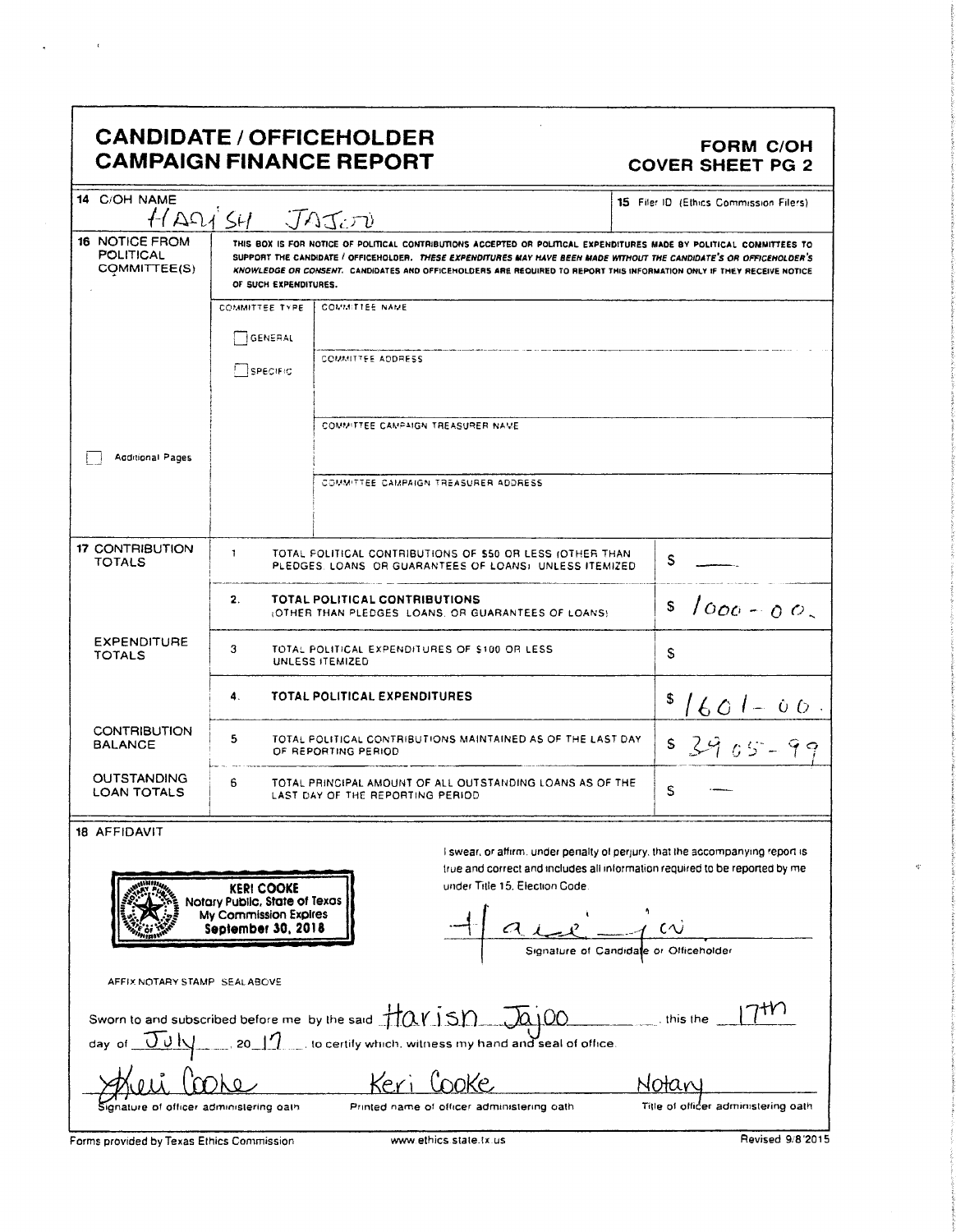# CANDIDATE / OFFICEHOLDER CAMPAIGN FINANCE REPORT

## FORM C/OH COVER SHEET PG 2

**14** C/OH NAME
HARISH JAJOO

**15** Filer ID (Ethics Commission Filers)

**16 NOTICE FROM POLITICAL COMMITTEE(S)**

THIS BOX IS FOR NOTICE OF POLITICAL CONTRIBUTIONS ACCEPTED OR POLITICAL EXPENDITURES MADE BY POLITICAL COMMITTEES TO SUPPORT THE CANDIDATE / OFFICEHOLDER. *THESE EXPENDITURES MAY HAVE BEEN MADE WITHOUT THE CANDIDATE'S OR OFFICEHOLDER'S KNOWLEDGE OR CONSENT.* CANDIDATES AND OFFICEHOLDERS ARE REQUIRED TO REPORT THIS INFORMATION ONLY IF THEY RECEIVE NOTICE OF SUCH EXPENDITURES.

COMMITTEE TYPE: ☐ GENERAL ☐ SPECIFIC

COMMITTEE NAME

COMMITTEE ADDRESS

COMMITTEE CAMPAIGN TREASURER NAME

COMMITTEE CAMPAIGN TREASURER ADDRESS

☐ Additional Pages

| | | | |
|---|---|---|---|
| **17 CONTRIBUTION TOTALS** | 1. | TOTAL POLITICAL CONTRIBUTIONS OF $50 OR LESS (OTHER THAN PLEDGES, LOANS, OR GUARANTEES OF LOANS) UNLESS ITEMIZED | $ — |
| | 2. | **TOTAL POLITICAL CONTRIBUTIONS** (OTHER THAN PLEDGES, LOANS, OR GUARANTEES OF LOANS) | $ 1000-00. |
| **EXPENDITURE TOTALS** | 3. | TOTAL POLITICAL EXPENDITURES OF $100 OR LESS UNLESS ITEMIZED | $ |
| | 4. | **TOTAL POLITICAL EXPENDITURES** | $ 1601-00. |
| **CONTRIBUTION BALANCE** | 5. | TOTAL POLITICAL CONTRIBUTIONS MAINTAINED AS OF THE LAST DAY OF REPORTING PERIOD | $ 3905-99 |
| **OUTSTANDING LOAN TOTALS** | 6. | TOTAL PRINCIPAL AMOUNT OF ALL OUTSTANDING LOANS AS OF THE LAST DAY OF THE REPORTING PERIOD | $ — |

**18 AFFIDAVIT**

KERI COOKE
Notary Public, State of Texas
My Commission Expires
September 30, 2018

AFFIX NOTARY STAMP / SEAL ABOVE

I swear, or affirm, under penalty of perjury, that the accompanying report is true and correct and includes all information required to be reported by me under Title 15, Election Code.

[Signature]
Signature of Candidate or Officeholder

Sworn to and subscribed before me by the said Harish Jajoo, this the 17th day of July, 20 17, to certify which, witness my hand and seal of office.

| | | |
|---|---|---|
| [Signature] | Keri Cooke | Notary |
| Signature of officer administering oath | Printed name of officer administering oath | Title of officer administering oath |

Forms provided by Texas Ethics Commission | www.ethics.state.tx.us | Revised 9/8/2015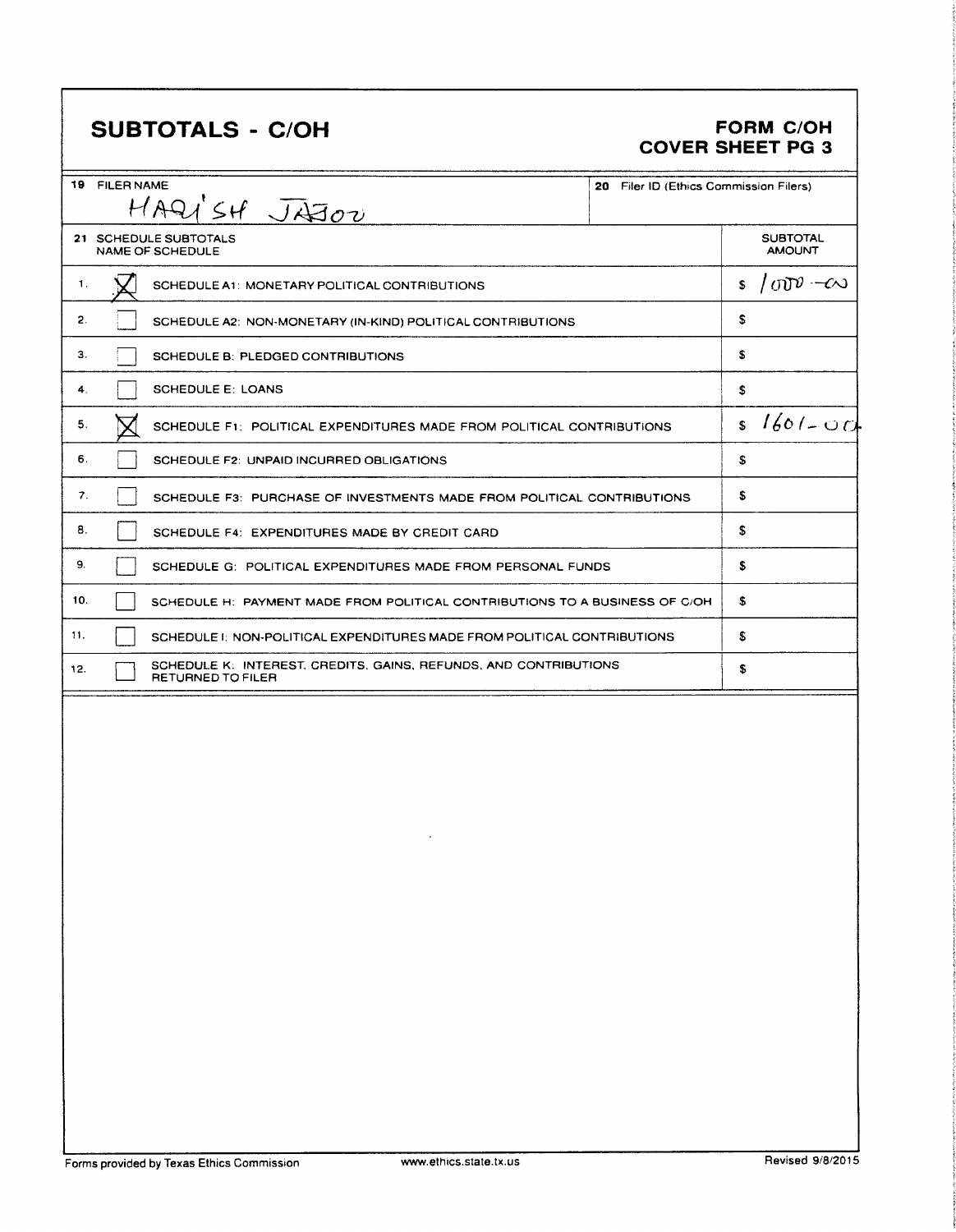# SUBTOTALS - C/OH

## FORM C/OH COVER SHEET PG 3

| 19 FILER NAME | 20 Filer ID (Ethics Commission Filers) |
|---|---|
| HARISH JAJOO | |

| 21 SCHEDULE SUBTOTALS NAME OF SCHEDULE | | | SUBTOTAL AMOUNT |
|---|---|---|---|
| 1. | ☒ | SCHEDULE A1: MONETARY POLITICAL CONTRIBUTIONS | $ 1000-00 |
| 2. | ☐ | SCHEDULE A2: NON-MONETARY (IN-KIND) POLITICAL CONTRIBUTIONS | $ |
| 3. | ☐ | SCHEDULE B: PLEDGED CONTRIBUTIONS | $ |
| 4. | ☐ | SCHEDULE E: LOANS | $ |
| 5. | ☒ | SCHEDULE F1: POLITICAL EXPENDITURES MADE FROM POLITICAL CONTRIBUTIONS | $ 1601-00 |
| 6. | ☐ | SCHEDULE F2: UNPAID INCURRED OBLIGATIONS | $ |
| 7. | ☐ | SCHEDULE F3: PURCHASE OF INVESTMENTS MADE FROM POLITICAL CONTRIBUTIONS | $ |
| 8. | ☐ | SCHEDULE F4: EXPENDITURES MADE BY CREDIT CARD | $ |
| 9. | ☐ | SCHEDULE G: POLITICAL EXPENDITURES MADE FROM PERSONAL FUNDS | $ |
| 10. | ☐ | SCHEDULE H: PAYMENT MADE FROM POLITICAL CONTRIBUTIONS TO A BUSINESS OF C/OH | $ |
| 11. | ☐ | SCHEDULE I: NON-POLITICAL EXPENDITURES MADE FROM POLITICAL CONTRIBUTIONS | $ |
| 12. | ☐ | SCHEDULE K: INTEREST, CREDITS, GAINS, REFUNDS, AND CONTRIBUTIONS RETURNED TO FILER | $ |

Forms provided by Texas Ethics Commission www.ethics.state.tx.us Revised 9/8/2015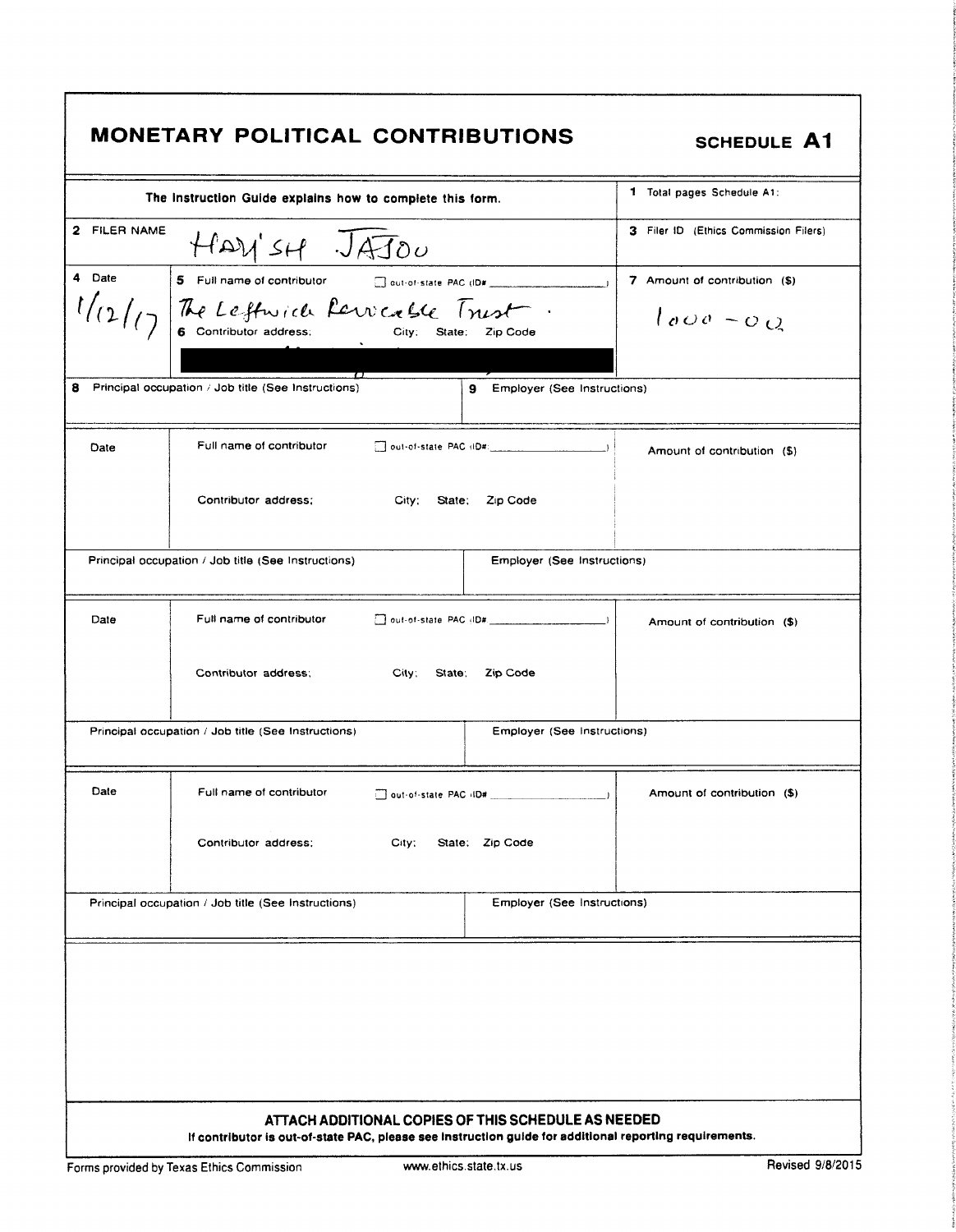# MONETARY POLITICAL CONTRIBUTIONS

**SCHEDULE A1**

| The Instruction Guide explains how to complete this form. | | 1 Total pages Schedule A1: |
|---|---|---|
| 2 FILER NAME | HARISH JAJOO | 3 Filer ID (Ethics Commission Filers) |
| 4 Date<br>1/12/17 | 5 Full name of contributor ☐ out-of-state PAC (ID#: ) <br>The Leftwich Revocable Trust .<br>6 Contributor address; City; State; Zip Code<br>[REDACTED] | 7 Amount of contribution ($)<br>1000 - 00 |
| 8 Principal occupation / Job title (See Instructions) | 9 Employer (See Instructions) | |

| Date | Full name of contributor ☐ out-of-state PAC (ID#: ) <br>Contributor address; City; State; Zip Code | Amount of contribution ($) |
|---|---|---|
| Principal occupation / Job title (See Instructions) | Employer (See Instructions) | |

| Date | Full name of contributor ☐ out-of-state PAC (ID#: ) <br>Contributor address; City; State; Zip Code | Amount of contribution ($) |
|---|---|---|
| Principal occupation / Job title (See Instructions) | Employer (See Instructions) | |

| Date | Full name of contributor ☐ out-of-state PAC (ID#: ) <br>Contributor address; City; State; Zip Code | Amount of contribution ($) |
|---|---|---|
| Principal occupation / Job title (See Instructions) | Employer (See Instructions) | |

**ATTACH ADDITIONAL COPIES OF THIS SCHEDULE AS NEEDED**

**If contributor is out-of-state PAC, please see instruction guide for additional reporting requirements.**

Forms provided by Texas Ethics Commission www.ethics.state.tx.us Revised 9/8/2015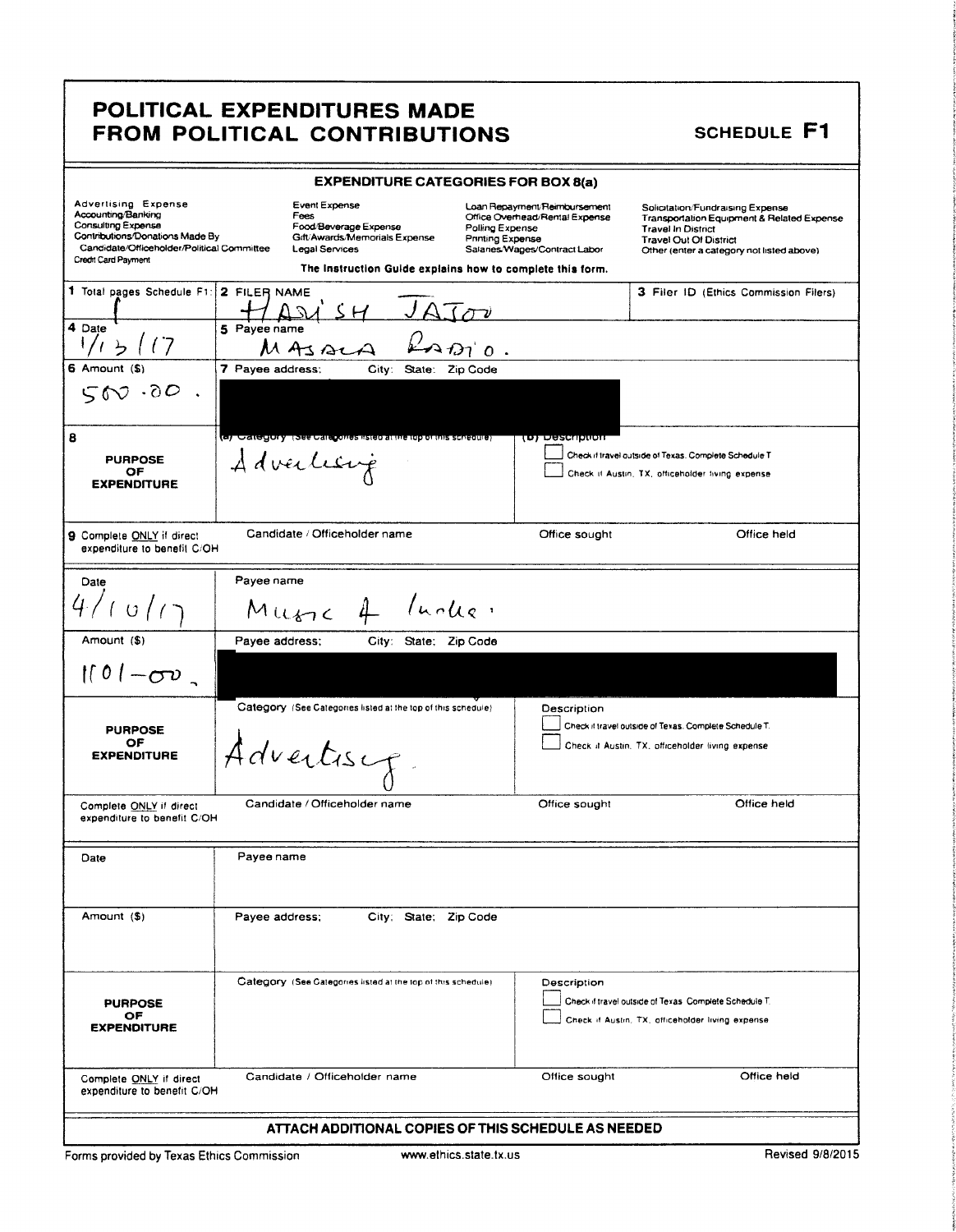# POLITICAL EXPENDITURES MADE FROM POLITICAL CONTRIBUTIONS

**SCHEDULE F1**

**EXPENDITURE CATEGORIES FOR BOX 8(a)**

| | | | |
|---|---|---|---|
| Advertising Expense | Event Expense | Loan Repayment/Reimbursement | Solicitation/Fundraising Expense |
| Accounting/Banking | Fees | Office Overhead/Rental Expense | Transportation Equipment & Related Expense |
| Consulting Expense | Food/Beverage Expense | Polling Expense | Travel In District |
| Contributions/Donations Made By Candidate/Officeholder/Political Committee | Gift/Awards/Memorials Expense | Printing Expense | Travel Out Of District |
| Credit Card Payment | Legal Services | Salaries/Wages/Contract Labor | Other (enter a category not listed above) |

**The Instruction Guide explains how to complete this form.**

| | | |
|---|---|---|
| **1** Total pages Schedule F1: 1 | **2** FILER NAME: HARISH JAJOO | **3** Filer ID (Ethics Commission Filers) |
| **4** Date: 1/13/17 | **5** Payee name: MASALA RADIO. | |
| **6** Amount ($): 500.00. | **7** Payee address; City; State; Zip Code: [REDACTED] | |
| **8** PURPOSE OF EXPENDITURE | (a) Category (See Categories listed at the top of this schedule): Advertising | (b) Description ☐ Check if travel outside of Texas. Complete Schedule T ☐ Check if Austin, TX, officeholder living expense |
| **9** Complete ONLY if direct expenditure to benefit C/OH | Candidate / Officeholder name | Office sought / Office held |

| | | |
|---|---|---|
| Date: 4/10/17 | Payee name: Music 4 Lunke. | |
| Amount ($): 1101-00. | Payee address; City; State; Zip Code: [REDACTED] | |
| PURPOSE OF EXPENDITURE | Category (See Categories listed at the top of this schedule): Advertising. | Description ☐ Check if travel outside of Texas. Complete Schedule T. ☐ Check if Austin, TX, officeholder living expense |
| Complete ONLY if direct expenditure to benefit C/OH | Candidate / Officeholder name | Office sought / Office held |

| | | |
|---|---|---|
| Date | Payee name | |
| Amount ($) | Payee address; City; State; Zip Code | |
| PURPOSE OF EXPENDITURE | Category (See Categories listed at the top of this schedule) | Description ☐ Check if travel outside of Texas. Complete Schedule T. ☐ Check if Austin, TX, officeholder living expense |
| Complete ONLY if direct expenditure to benefit C/OH | Candidate / Officeholder name | Office sought / Office held |

**ATTACH ADDITIONAL COPIES OF THIS SCHEDULE AS NEEDED**

Forms provided by Texas Ethics Commission www.ethics.state.tx.us Revised 9/8/2015